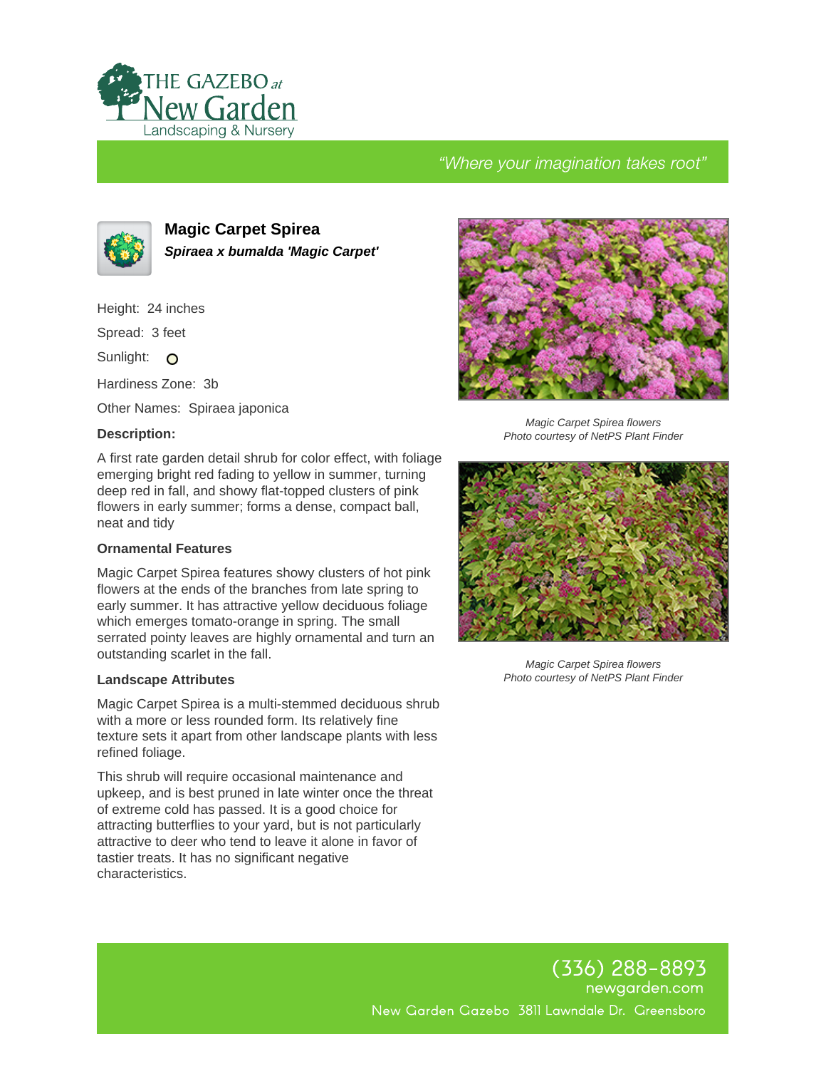THE GAZEBO at New Garden
Landscaping & Nursery

"Where your imagination takes root"

## Magic Carpet Spirea

***Spiraea x bumalda 'Magic Carpet'***

Height: 24 inches

Spread: 3 feet

Sunlight: O

Hardiness Zone: 3b

Other Names: Spiraea japonica

**Description:**

A first rate garden detail shrub for color effect, with foliage emerging bright red fading to yellow in summer, turning deep red in fall, and showy flat-topped clusters of pink flowers in early summer; forms a dense, compact ball, neat and tidy

**Ornamental Features**

Magic Carpet Spirea features showy clusters of hot pink flowers at the ends of the branches from late spring to early summer. It has attractive yellow deciduous foliage which emerges tomato-orange in spring. The small serrated pointy leaves are highly ornamental and turn an outstanding scarlet in the fall.

**Landscape Attributes**

Magic Carpet Spirea is a multi-stemmed deciduous shrub with a more or less rounded form. Its relatively fine texture sets it apart from other landscape plants with less refined foliage.

This shrub will require occasional maintenance and upkeep, and is best pruned in late winter once the threat of extreme cold has passed. It is a good choice for attracting butterflies to your yard, but is not particularly attractive to deer who tend to leave it alone in favor of tastier treats. It has no significant negative characteristics.

*Magic Carpet Spirea flowers*
*Photo courtesy of NetPS Plant Finder*

*Magic Carpet Spirea flowers*
*Photo courtesy of NetPS Plant Finder*

(336) 288-8893
newgarden.com
New Garden Gazebo 3811 Lawndale Dr. Greensboro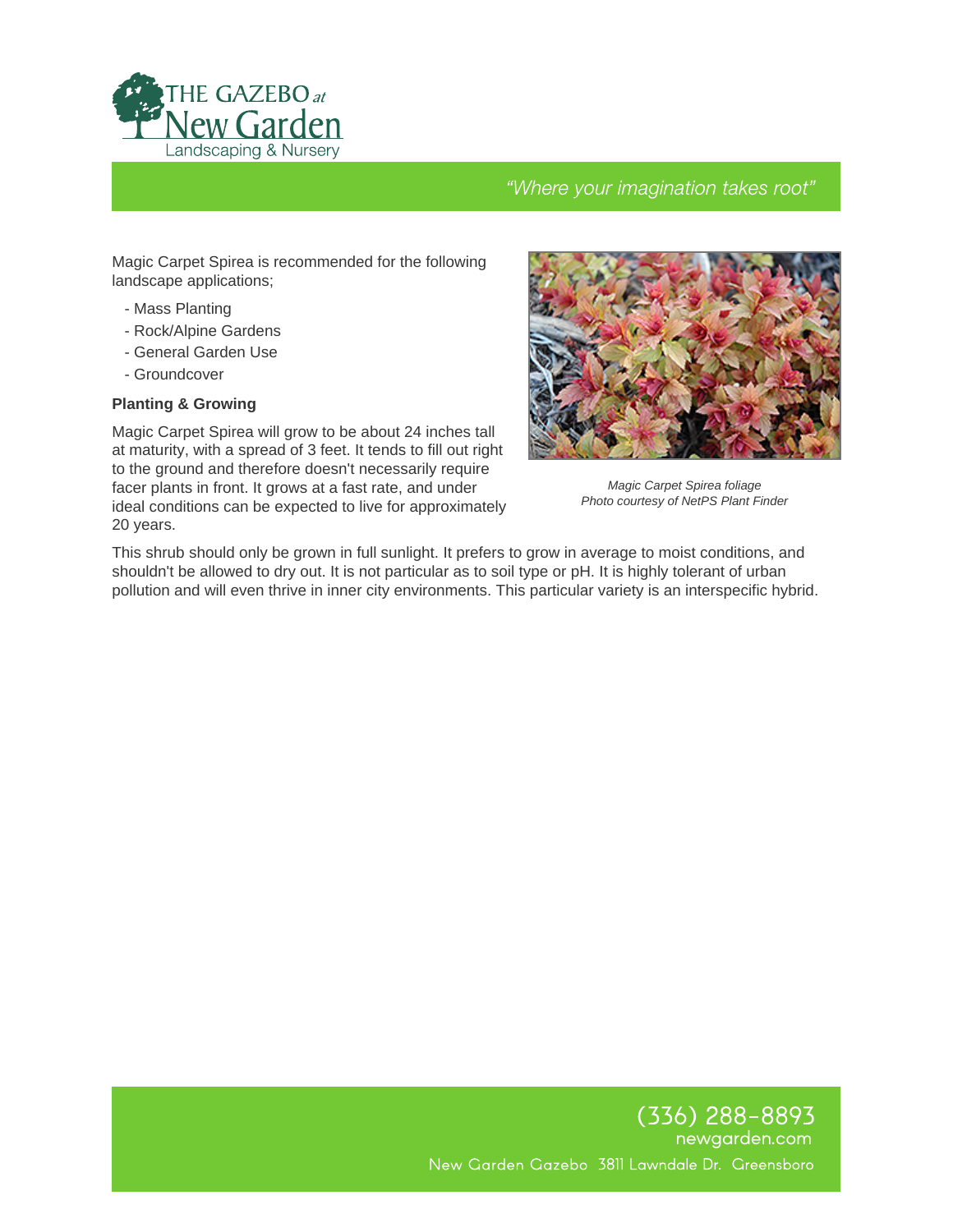Magic Carpet Spirea is recommended for the following landscape applications;

- Mass Planting
- Rock/Alpine Gardens
- General Garden Use
- Groundcover

**Planting & Growing**

Magic Carpet Spirea will grow to be about 24 inches tall at maturity, with a spread of 3 feet. It tends to fill out right to the ground and therefore doesn't necessarily require facer plants in front. It grows at a fast rate, and under ideal conditions can be expected to live for approximately 20 years.

*Magic Carpet Spirea foliage*
*Photo courtesy of NetPS Plant Finder*

This shrub should only be grown in full sunlight. It prefers to grow in average to moist conditions, and shouldn't be allowed to dry out. It is not particular as to soil type or pH. It is highly tolerant of urban pollution and will even thrive in inner city environments. This particular variety is an interspecific hybrid.